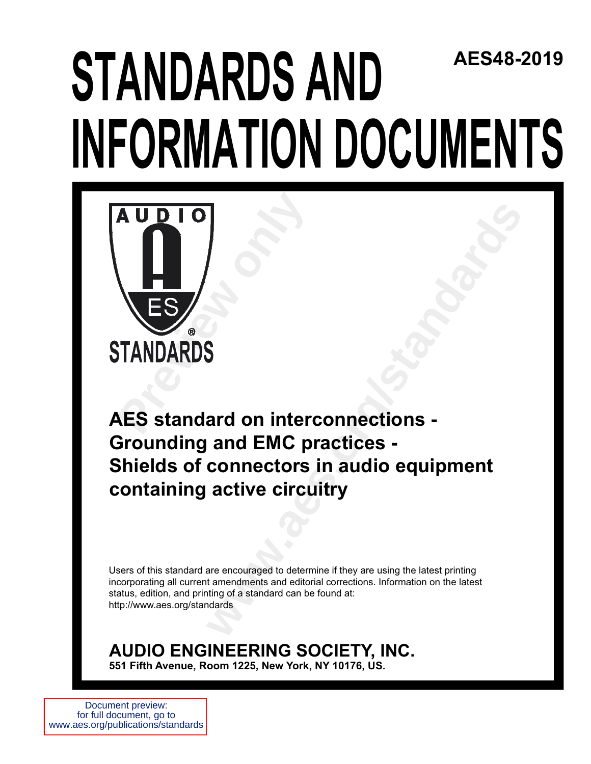AES48-2019

# STANDARDS AND INFORMATION DOCUMENTS

AUDIO

ES

STANDARDS

## AES standard on interconnections - Grounding and EMC practices - Shields of connectors in audio equipment containing active circuitry

Users of this standard are encouraged to determine if they are using the latest printing incorporating all current amendments and editorial corrections. Information on the latest status, edition, and printing of a standard can be found at: http://www.aes.org/standards

**AUDIO ENGINEERING SOCIETY, INC.**
**551 Fifth Avenue, Room 1225, New York, NY 10176, US.**

Document preview: for full document, go to www.aes.org/publications/standards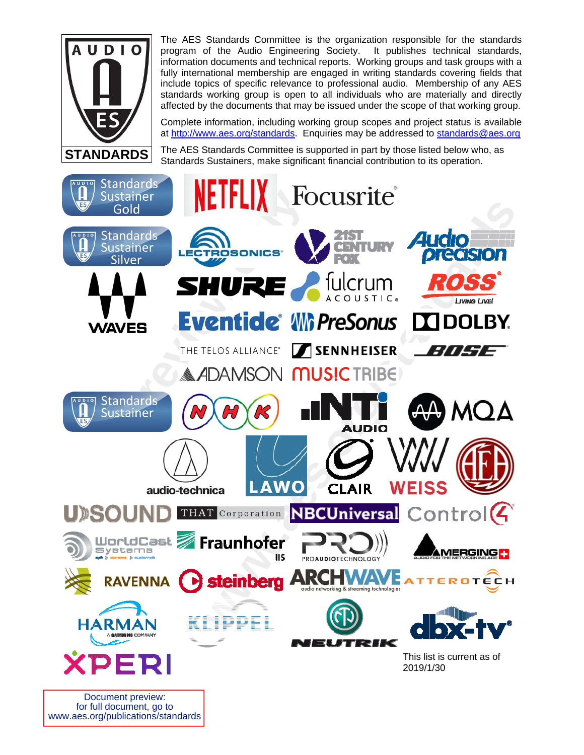AUDIO AES STANDARDS

The AES Standards Committee is the organization responsible for the standards program of the Audio Engineering Society. It publishes technical standards, information documents and technical reports. Working groups and task groups with a fully international membership are engaged in writing standards covering fields that include topics of specific relevance to professional audio. Membership of any AES standards working group is open to all individuals who are materially and directly affected by the documents that may be issued under the scope of that working group.

Complete information, including working group scopes and project status is available at http://www.aes.org/standards. Enquiries may be addressed to standards@aes.org

The AES Standards Committee is supported in part by those listed below who, as Standards Sustainers, make significant financial contribution to its operation.

**Standards Sustainer Gold**

NETFLIX, Focusrite

**Standards Sustainer Silver**

LECTROSONICS, 21ST CENTURY FOX, Audio precision, WAVES, SHURE, fulcrum ACOUSTIC, ROSS Living Live!, Eventide, PreSonus, DOLBY, THE TELOS ALLIANCE, SENNHEISER, BOSE, ADAMSON, MUSIC TRIBE

**Standards Sustainer**

NHK, NTi AUDIO, MQA, audio-technica, LAWO, CLAIR, WEISS, AEA, U-SOUND, THAT Corporation, NBCUniversal, Control4, WorldCast Systems, Fraunhofer IIS, PRO AUDIO TECHNOLOGY, MERGING+ Audio for the Networking Age, RAVENNA, steinberg, ARCHWAVE audio networking & streaming technologies, ATTEROTECH, HARMAN A Samsung Company, KLIPPEL, NEUTRIK, dbx-tv, XPERI

This list is current as of 2019/1/30

Document preview:
for full document, go to
www.aes.org/publications/standards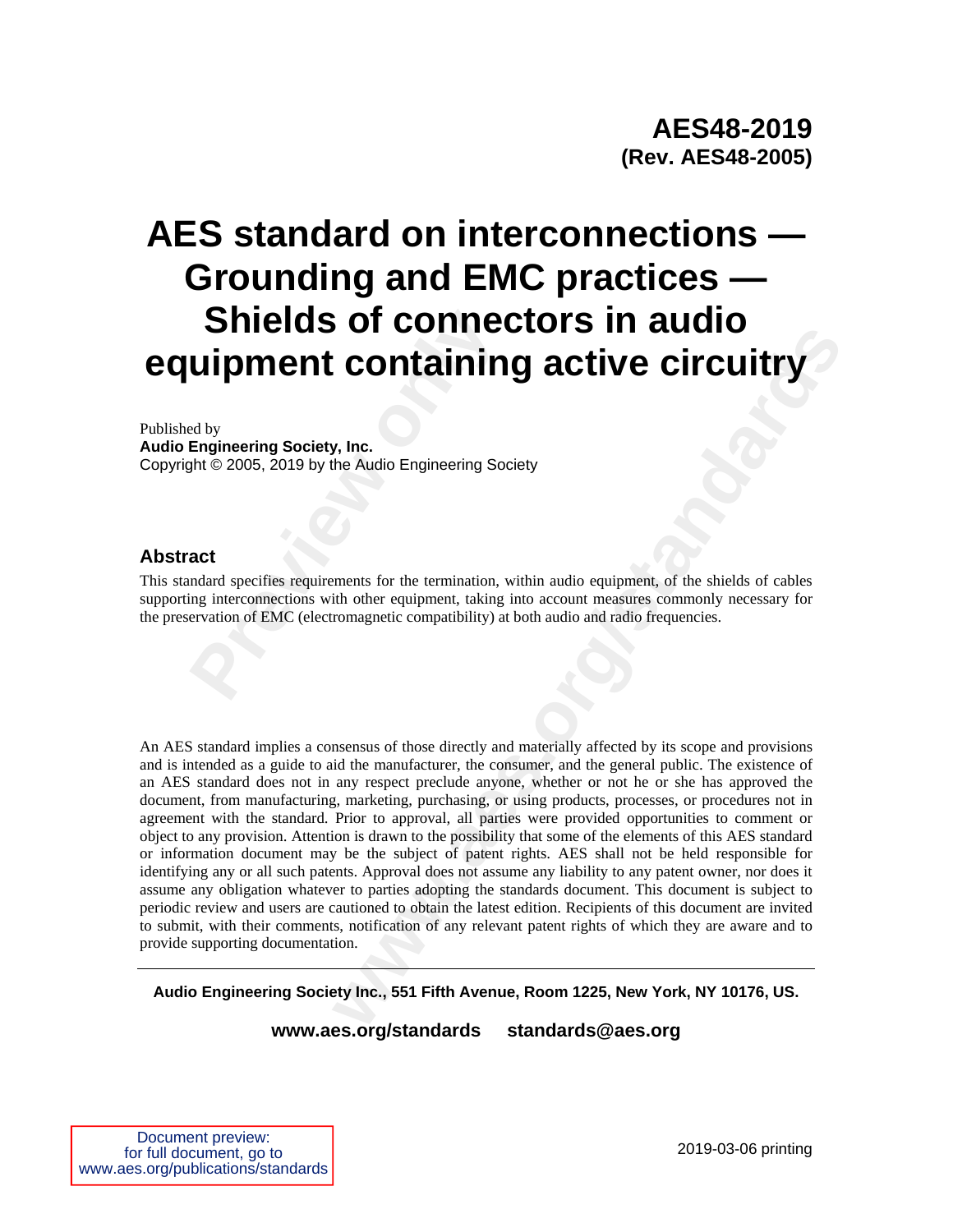**AES48-2019**
**(Rev. AES48-2005)**

# AES standard on interconnections — Grounding and EMC practices — Shields of connectors in audio equipment containing active circuitry

Published by
**Audio Engineering Society, Inc.**
Copyright © 2005, 2019 by the Audio Engineering Society

## Abstract

This standard specifies requirements for the termination, within audio equipment, of the shields of cables supporting interconnections with other equipment, taking into account measures commonly necessary for the preservation of EMC (electromagnetic compatibility) at both audio and radio frequencies.

An AES standard implies a consensus of those directly and materially affected by its scope and provisions and is intended as a guide to aid the manufacturer, the consumer, and the general public. The existence of an AES standard does not in any respect preclude anyone, whether or not he or she has approved the document, from manufacturing, marketing, purchasing, or using products, processes, or procedures not in agreement with the standard. Prior to approval, all parties were provided opportunities to comment or object to any provision. Attention is drawn to the possibility that some of the elements of this AES standard or information document may be the subject of patent rights. AES shall not be held responsible for identifying any or all such patents. Approval does not assume any liability to any patent owner, nor does it assume any obligation whatever to parties adopting the standards document. This document is subject to periodic review and users are cautioned to obtain the latest edition. Recipients of this document are invited to submit, with their comments, notification of any relevant patent rights of which they are aware and to provide supporting documentation.

---

**Audio Engineering Society Inc., 551 Fifth Avenue, Room 1225, New York, NY 10176, US.**

**www.aes.org/standards    standards@aes.org**

Document preview: for full document, go to www.aes.org/publications/standards

2019-03-06 printing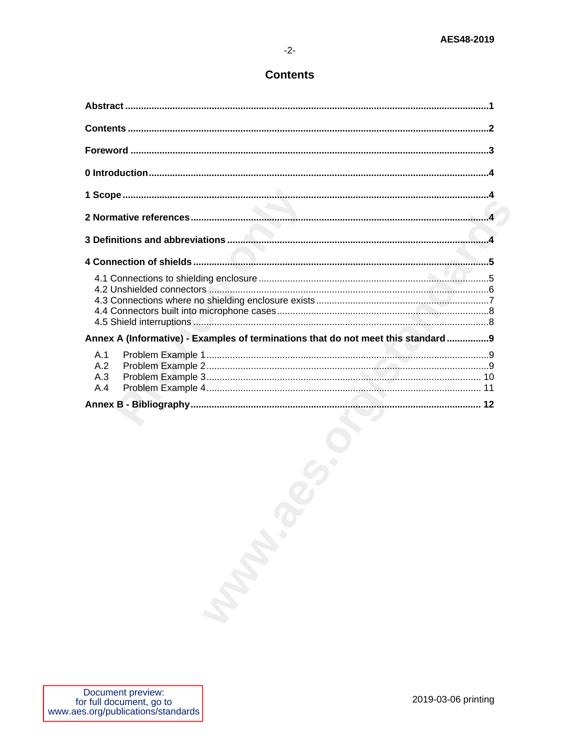# Contents

**Abstract** ........................................................................................................................................1

**Contents** ........................................................................................................................................2

**Foreword** .......................................................................................................................................3

**0 Introduction**................................................................................................................................4

**1 Scope** .........................................................................................................................................4

**2 Normative references**...............................................................................................................4

**3 Definitions and abbreviations** ..................................................................................................4

**4 Connection of shields** ...............................................................................................................5

4.1 Connections to shielding enclosure .......................................................................................5
4.2 Unshielded connectors .........................................................................................................6
4.3 Connections where no shielding enclosure exists .................................................................7
4.4 Connectors built into microphone cases................................................................................8
4.5 Shield interruptions ...............................................................................................................8

**Annex A (Informative) - Examples of terminations that do not meet this standard** ................9

A.1 Problem Example 1..........................................................................................................9
A.2 Problem Example 2..........................................................................................................9
A.3 Problem Example 3........................................................................................................ 10
A.4 Problem Example 4........................................................................................................ 11

**Annex B - Bibliography**............................................................................................................. 12

Document preview:
for full document, go to
www.aes.org/publications/standards

2019-03-06 printing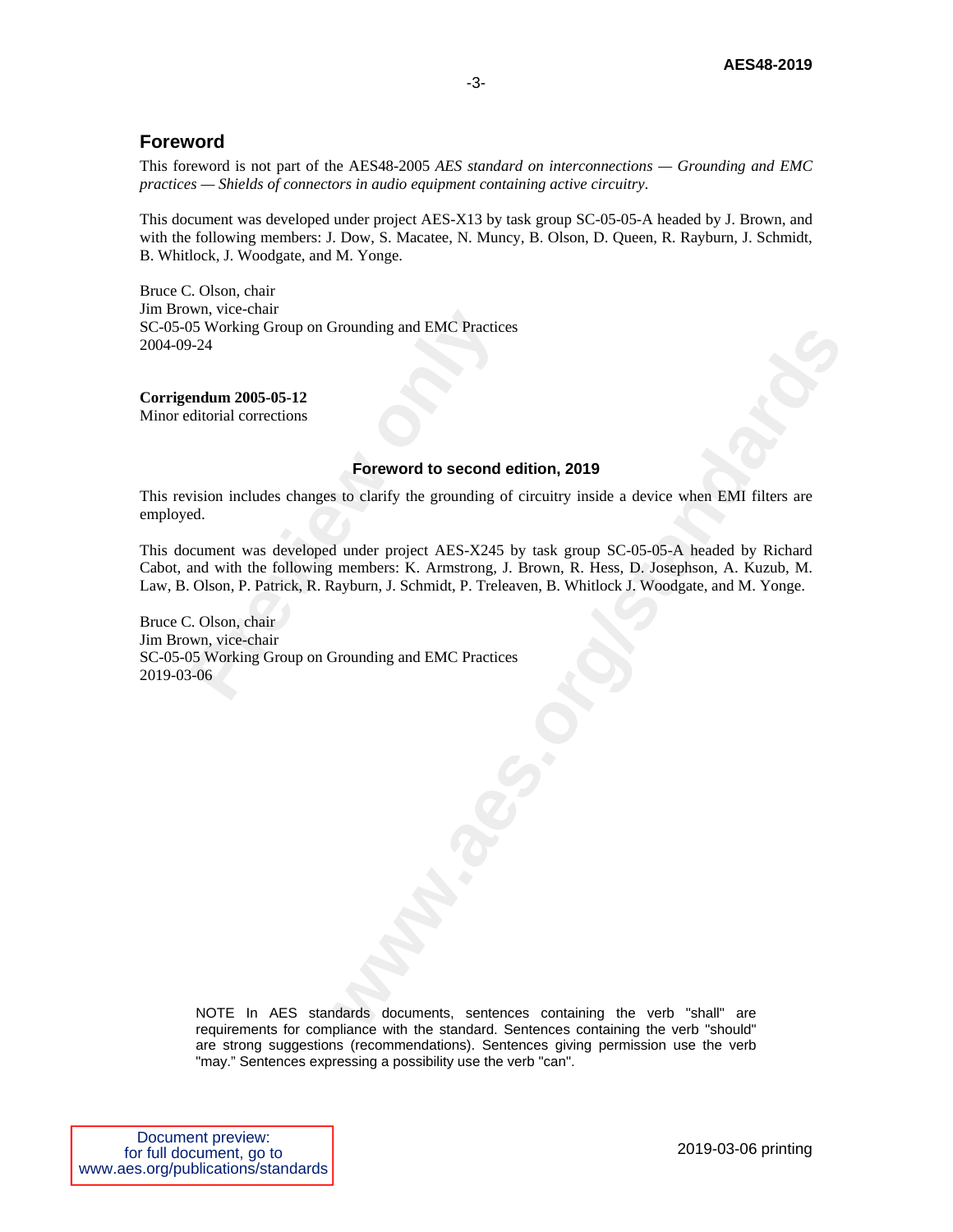## Foreword

This foreword is not part of the AES48-2005 *AES standard on interconnections — Grounding and EMC practices — Shields of connectors in audio equipment containing active circuitry*.

This document was developed under project AES-X13 by task group SC-05-05-A headed by J. Brown, and with the following members: J. Dow, S. Macatee, N. Muncy, B. Olson, D. Queen, R. Rayburn, J. Schmidt, B. Whitlock, J. Woodgate, and M. Yonge.

Bruce C. Olson, chair
Jim Brown, vice-chair
SC-05-05 Working Group on Grounding and EMC Practices
2004-09-24

**Corrigendum 2005-05-12**
Minor editorial corrections

### Foreword to second edition, 2019

This revision includes changes to clarify the grounding of circuitry inside a device when EMI filters are employed.

This document was developed under project AES-X245 by task group SC-05-05-A headed by Richard Cabot, and with the following members: K. Armstrong, J. Brown, R. Hess, D. Josephson, A. Kuzub, M. Law, B. Olson, P. Patrick, R. Rayburn, J. Schmidt, P. Treleaven, B. Whitlock J. Woodgate, and M. Yonge.

Bruce C. Olson, chair
Jim Brown, vice-chair
SC-05-05 Working Group on Grounding and EMC Practices
2019-03-06

NOTE In AES standards documents, sentences containing the verb "shall" are requirements for compliance with the standard. Sentences containing the verb "should" are strong suggestions (recommendations). Sentences giving permission use the verb "may." Sentences expressing a possibility use the verb "can".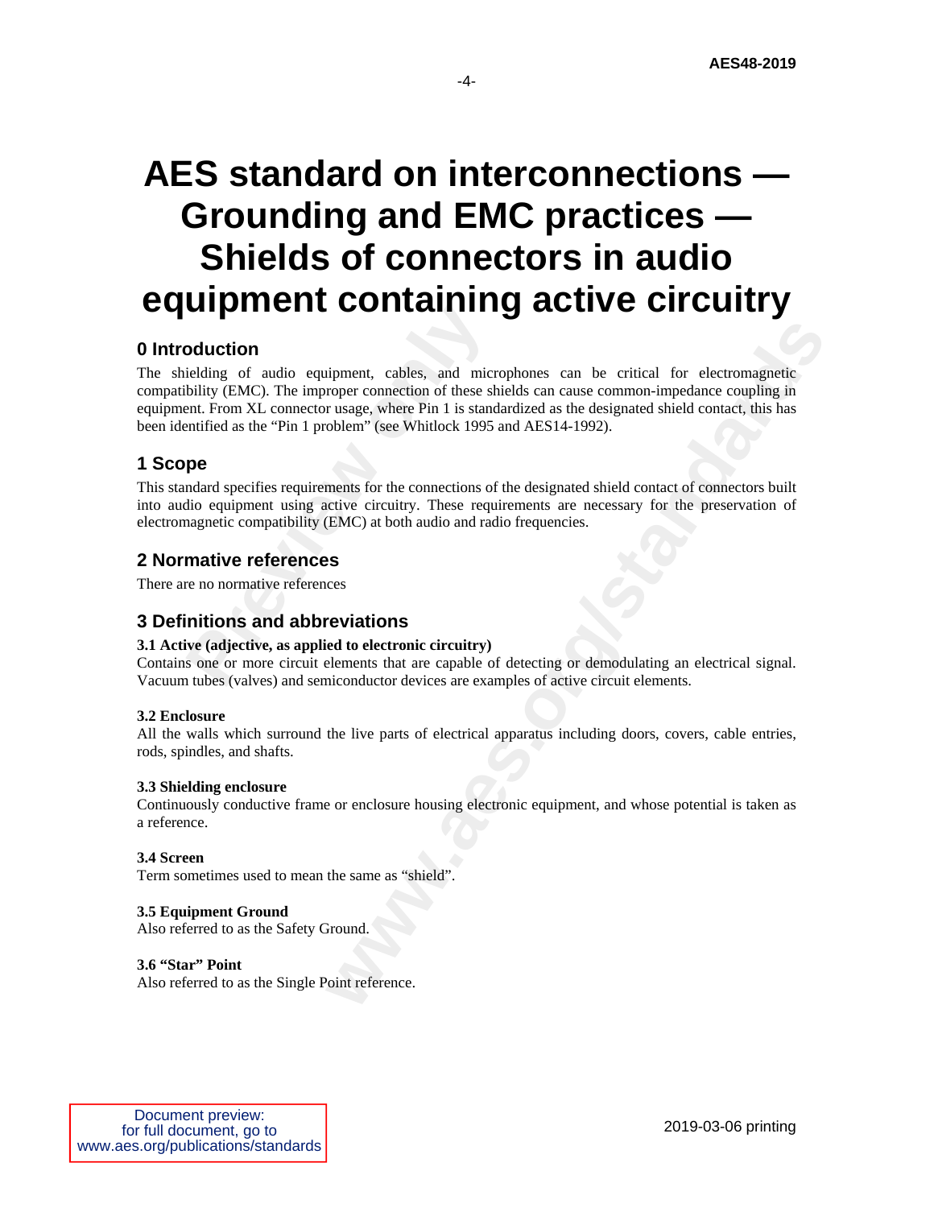# AES standard on interconnections — Grounding and EMC practices — Shields of connectors in audio equipment containing active circuitry

## 0 Introduction

The shielding of audio equipment, cables, and microphones can be critical for electromagnetic compatibility (EMC). The improper connection of these shields can cause common-impedance coupling in equipment. From XL connector usage, where Pin 1 is standardized as the designated shield contact, this has been identified as the "Pin 1 problem" (see Whitlock 1995 and AES14-1992).

## 1 Scope

This standard specifies requirements for the connections of the designated shield contact of connectors built into audio equipment using active circuitry. These requirements are necessary for the preservation of electromagnetic compatibility (EMC) at both audio and radio frequencies.

## 2 Normative references

There are no normative references

## 3 Definitions and abbreviations

**3.1 Active (adjective, as applied to electronic circuitry)**
Contains one or more circuit elements that are capable of detecting or demodulating an electrical signal. Vacuum tubes (valves) and semiconductor devices are examples of active circuit elements.

**3.2 Enclosure**
All the walls which surround the live parts of electrical apparatus including doors, covers, cable entries, rods, spindles, and shafts.

**3.3 Shielding enclosure**
Continuously conductive frame or enclosure housing electronic equipment, and whose potential is taken as a reference.

**3.4 Screen**
Term sometimes used to mean the same as "shield".

**3.5 Equipment Ground**
Also referred to as the Safety Ground.

**3.6 "Star" Point**
Also referred to as the Single Point reference.

Document preview:
for full document, go to
www.aes.org/publications/standards

2019-03-06 printing